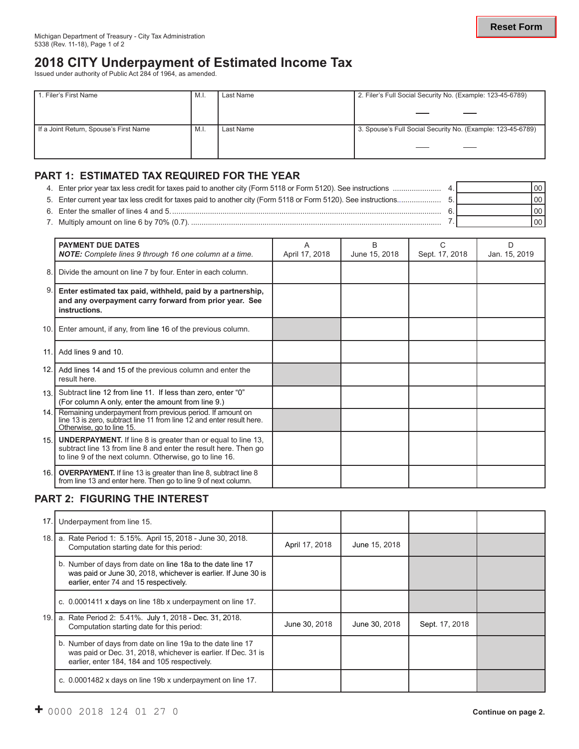Michigan Department of Treasury - City Tax Administration
5338 (Rev. 11-18), Page 1 of 2

Reset Form

# 2018 CITY Underpayment of Estimated Income Tax

Issued under authority of Public Act 284 of 1964, as amended.

| 1. Filer's First Name | M.I. | Last Name | 2. Filer's Full Social Security No. (Example: 123-45-6789) |
|---|---|---|---|
| If a Joint Return, Spouse's First Name | M.I. | Last Name | 3. Spouse's Full Social Security No. (Example: 123-45-6789) |

## PART 1: ESTIMATED TAX REQUIRED FOR THE YEAR

4. Enter prior year tax less credit for taxes paid to another city (Form 5118 or Form 5120). See instructions ....... 4. ______ 00
5. Enter current year tax less credit for taxes paid to another city (Form 5118 or Form 5120). See instructions....... 5. ______ 00
6. Enter the smaller of lines 4 and 5. ....... 6. ______ 00
7. Multiply amount on line 6 by 70% (0.7). ....... 7. ______ 00

| | PAYMENT DUE DATES<br>*NOTE: Complete lines 9 through 16 one column at a time.* | A<br>April 17, 2018 | B<br>June 15, 2018 | C<br>Sept. 17, 2018 | D<br>Jan. 15, 2019 |
|---|---|---|---|---|---|
| 8. | Divide the amount on line 7 by four. Enter in each column. | | | | |
| 9. | **Enter estimated tax paid, withheld, paid by a partnership, and any overpayment carry forward from prior year. See instructions.** | | | | |
| 10. | Enter amount, if any, from line 16 of the previous column. | | | | |
| 11. | Add lines 9 and 10. | | | | |
| 12. | Add lines 14 and 15 of the previous column and enter the result here. | | | | |
| 13. | Subtract line 12 from line 11. If less than zero, enter "0" (For column A only, enter the amount from line 9.) | | | | |
| 14. | Remaining underpayment from previous period. If amount on line 13 is zero, subtract line 11 from line 12 and enter result here. Otherwise, go to line 15. | | | | |
| 15. | **UNDERPAYMENT.** If line 8 is greater than or equal to line 13, subtract line 13 from line 8 and enter the result here. Then go to line 9 of the next column. Otherwise, go to line 16. | | | | |
| 16. | **OVERPAYMENT.** If line 13 is greater than line 8, subtract line 8 from line 13 and enter here. Then go to line 9 of next column. | | | | |

## PART 2: FIGURING THE INTEREST

| | | A | B | C | D |
|---|---|---|---|---|---|
| 17. | Underpayment from line 15. | | | | |
| 18. | a. Rate Period 1: 5.15%. April 15, 2018 - June 30, 2018. Computation starting date for this period: | April 17, 2018 | June 15, 2018 | | |
| | b. Number of days from date on line 18a to the date line 17 was paid or June 30, 2018, whichever is earlier. If June 30 is earlier, enter 74 and 15 respectively. | | | | |
| | c. 0.0001411 x days on line 18b x underpayment on line 17. | | | | |
| 19. | a. Rate Period 2: 5.41%. July 1, 2018 - Dec. 31, 2018. Computation starting date for this period: | June 30, 2018 | June 30, 2018 | Sept. 17, 2018 | |
| | b. Number of days from date on line 19a to the date line 17 was paid or Dec. 31, 2018, whichever is earlier. If Dec. 31 is earlier, enter 184, 184 and 105 respectively. | | | | |
| | c. 0.0001482 x days on line 19b x underpayment on line 17. | | | | |

\+ 0000 2018 124 01 27 0

**Continue on page 2.**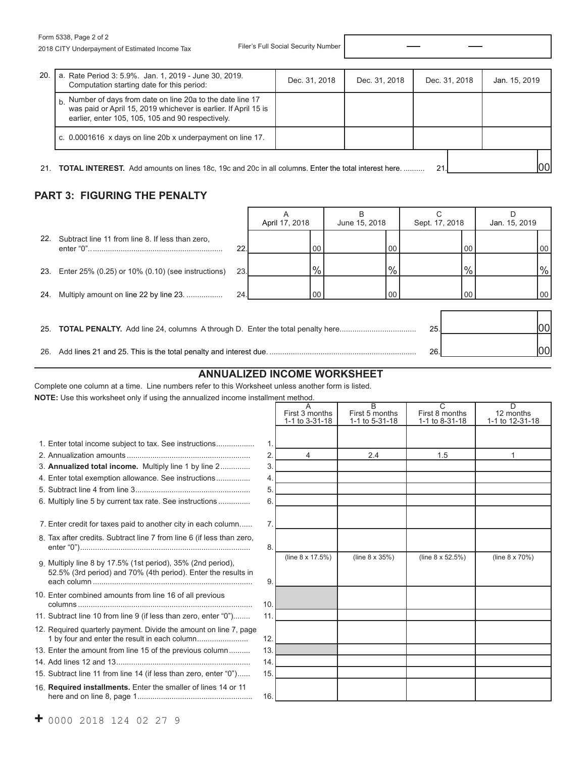Form 5338, Page 2 of 2

2018 CITY Underpayment of Estimated Income Tax

Filer's Full Social Security Number

| 20. | | | | |
|---|---|---|---|---|
| a. Rate Period 3: 5.9%. Jan. 1, 2019 - June 30, 2019. Computation starting date for this period: | Dec. 31, 2018 | Dec. 31, 2018 | Dec. 31, 2018 | Jan. 15, 2019 |
| b. Number of days from date on line 20a to the date line 17 was paid or April 15, 2019 whichever is earlier. If April 15 is earlier, enter 105, 105, 105 and 90 respectively. | | | | |
| c. 0.0001616 x days on line 20b x underpayment on line 17. | | | | |

21. **TOTAL INTEREST.** Add amounts on lines 18c, 19c and 20c in all columns. Enter the total interest here. .......... 21. ______ 00

## PART 3: FIGURING THE PENALTY

| | | A April 17, 2018 | B June 15, 2018 | C Sept. 17, 2018 | D Jan. 15, 2019 |
|---|---|---|---|---|---|
| 22. Subtract line 11 from line 8. If less than zero, enter "0". | 22. | 00 | 00 | 00 | 00 |
| 23. Enter 25% (0.25) or 10% (0.10) (see instructions) | 23. | % | % | % | % |
| 24. Multiply amount on line 22 by line 23. | 24. | 00 | 00 | 00 | 00 |

25. **TOTAL PENALTY.** Add line 24, columns A through D. Enter the total penalty here.................................... 25. ______ 00

26. Add lines 21 and 25. This is the total penalty and interest due. .................................................................... 26. ______ 00

## ANNUALIZED INCOME WORKSHEET

Complete one column at a time. Line numbers refer to this Worksheet unless another form is listed.

**NOTE:** Use this worksheet only if using the annualized income installment method.

| | | A First 3 months 1-1 to 3-31-18 | B First 5 months 1-1 to 5-31-18 | C First 8 months 1-1 to 8-31-18 | D 12 months 1-1 to 12-31-18 |
|---|---|---|---|---|---|
| 1. Enter total income subject to tax. See instructions | 1. | | | | |
| 2. Annualization amounts | 2. | 4 | 2.4 | 1.5 | 1 |
| 3. **Annualized total income.** Multiply line 1 by line 2 | 3. | | | | |
| 4. Enter total exemption allowance. See instructions | 4. | | | | |
| 5. Subtract line 4 from line 3 | 5. | | | | |
| 6. Multiply line 5 by current tax rate. See instructions | 6. | | | | |
| 7. Enter credit for taxes paid to another city in each column | 7. | | | | |
| 8. Tax after credits. Subtract line 7 from line 6 (if less than zero, enter "0") | 8. | | | | |
| 9. Multiply line 8 by 17.5% (1st period), 35% (2nd period), 52.5% (3rd period) and 70% (4th period). Enter the results in each column | 9. | (line 8 x 17.5%) | (line 8 x 35%) | (line 8 x 52.5%) | (line 8 x 70%) |
| 10. Enter combined amounts from line 16 of all previous columns | 10. | | | | |
| 11. Subtract line 10 from line 9 (if less than zero, enter "0") | 11. | | | | |
| 12. Required quarterly payment. Divide the amount on line 7, page 1 by four and enter the result in each column | 12. | | | | |
| 13. Enter the amount from line 15 of the previous column | 13. | | | | |
| 14. Add lines 12 and 13 | 14. | | | | |
| 15. Subtract line 11 from line 14 (if less than zero, enter "0") | 15. | | | | |
| 16. **Required installments.** Enter the smaller of lines 14 or 11 here and on line 8, page 1 | 16. | | | | |

+ 0000 2018 124 02 27 9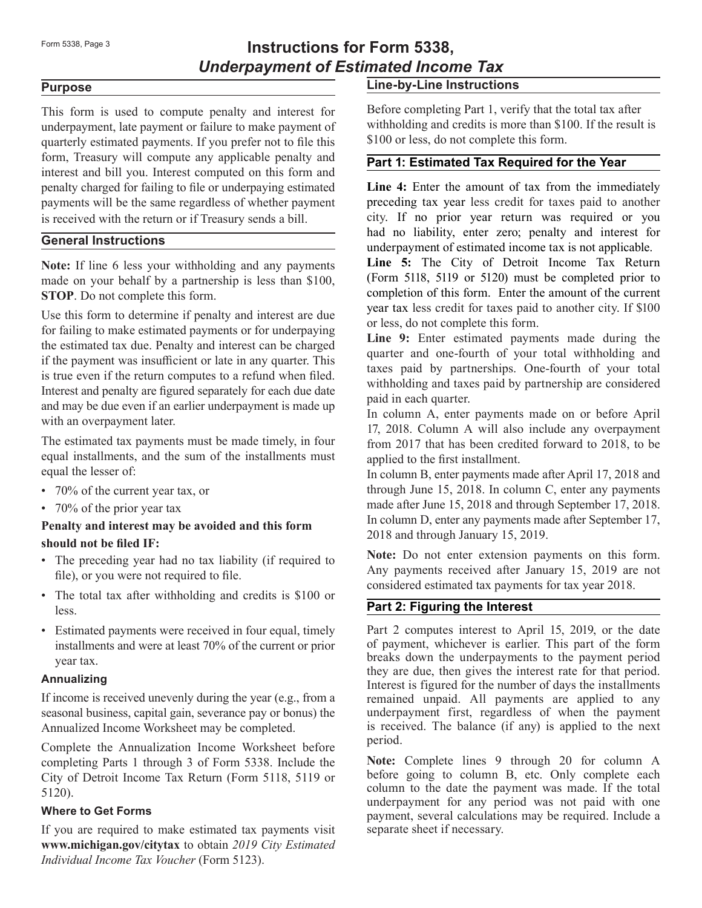# Instructions for Form 5338, *Underpayment of Estimated Income Tax*

## Purpose

This form is used to compute penalty and interest for underpayment, late payment or failure to make payment of quarterly estimated payments. If you prefer not to file this form, Treasury will compute any applicable penalty and interest and bill you. Interest computed on this form and penalty charged for failing to file or underpaying estimated payments will be the same regardless of whether payment is received with the return or if Treasury sends a bill.

## General Instructions

**Note:** If line 6 less your withholding and any payments made on your behalf by a partnership is less than $100, **STOP**. Do not complete this form.

Use this form to determine if penalty and interest are due for failing to make estimated payments or for underpaying the estimated tax due. Penalty and interest can be charged if the payment was insufficient or late in any quarter. This is true even if the return computes to a refund when filed. Interest and penalty are figured separately for each due date and may be due even if an earlier underpayment is made up with an overpayment later.

The estimated tax payments must be made timely, in four equal installments, and the sum of the installments must equal the lesser of:

- 70% of the current year tax, or
- 70% of the prior year tax

**Penalty and interest may be avoided and this form should not be filed IF:**

- The preceding year had no tax liability (if required to file), or you were not required to file.
- The total tax after withholding and credits is $100 or less.
- Estimated payments were received in four equal, timely installments and were at least 70% of the current or prior year tax.

### Annualizing

If income is received unevenly during the year (e.g., from a seasonal business, capital gain, severance pay or bonus) the Annualized Income Worksheet may be completed.

Complete the Annualization Income Worksheet before completing Parts 1 through 3 of Form 5338. Include the City of Detroit Income Tax Return (Form 5118, 5119 or 5120).

### Where to Get Forms

If you are required to make estimated tax payments visit **www.michigan.gov/citytax** to obtain *2019 City Estimated Individual Income Tax Voucher* (Form 5123).

## Line-by-Line Instructions

Before completing Part 1, verify that the total tax after withholding and credits is more than $100. If the result is $100 or less, do not complete this form.

## Part 1: Estimated Tax Required for the Year

**Line 4:** Enter the amount of tax from the immediately preceding tax year less credit for taxes paid to another city. If no prior year return was required or you had no liability, enter zero; penalty and interest for underpayment of estimated income tax is not applicable.

**Line 5:** The City of Detroit Income Tax Return (Form 5118, 5119 or 5120) must be completed prior to completion of this form. Enter the amount of the current year tax less credit for taxes paid to another city. If $100 or less, do not complete this form.

**Line 9:** Enter estimated payments made during the quarter and one-fourth of your total withholding and taxes paid by partnerships. One-fourth of your total withholding and taxes paid by partnership are considered paid in each quarter.

In column A, enter payments made on or before April 17, 2018. Column A will also include any overpayment from 2017 that has been credited forward to 2018, to be applied to the first installment.

In column B, enter payments made after April 17, 2018 and through June 15, 2018. In column C, enter any payments made after June 15, 2018 and through September 17, 2018. In column D, enter any payments made after September 17, 2018 and through January 15, 2019.

**Note:** Do not enter extension payments on this form. Any payments received after January 15, 2019 are not considered estimated tax payments for tax year 2018.

## Part 2: Figuring the Interest

Part 2 computes interest to April 15, 2019, or the date of payment, whichever is earlier. This part of the form breaks down the underpayments to the payment period they are due, then gives the interest rate for that period. Interest is figured for the number of days the installments remained unpaid. All payments are applied to any underpayment first, regardless of when the payment is received. The balance (if any) is applied to the next period.

**Note:** Complete lines 9 through 20 for column A before going to column B, etc. Only complete each column to the date the payment was made. If the total underpayment for any period was not paid with one payment, several calculations may be required. Include a separate sheet if necessary.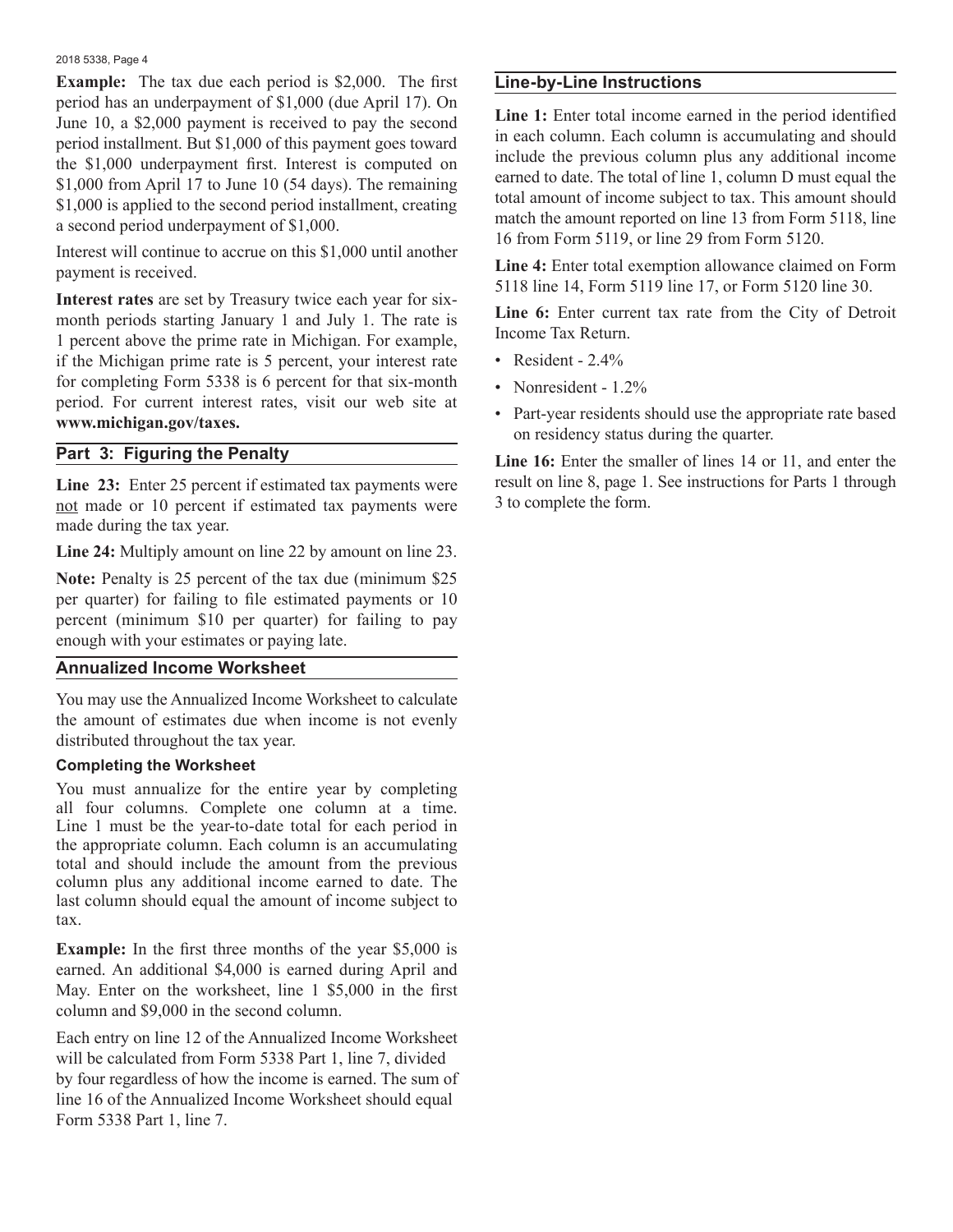**Example:** The tax due each period is $2,000. The first period has an underpayment of $1,000 (due April 17). On June 10, a $2,000 payment is received to pay the second period installment. But $1,000 of this payment goes toward the $1,000 underpayment first. Interest is computed on $1,000 from April 17 to June 10 (54 days). The remaining $1,000 is applied to the second period installment, creating a second period underpayment of $1,000.

Interest will continue to accrue on this $1,000 until another payment is received.

**Interest rates** are set by Treasury twice each year for six-month periods starting January 1 and July 1. The rate is 1 percent above the prime rate in Michigan. For example, if the Michigan prime rate is 5 percent, your interest rate for completing Form 5338 is 6 percent for that six-month period. For current interest rates, visit our web site at **www.michigan.gov/taxes.**

## Part 3: Figuring the Penalty

**Line 23:** Enter 25 percent if estimated tax payments were not made or 10 percent if estimated tax payments were made during the tax year.

**Line 24:** Multiply amount on line 22 by amount on line 23.

**Note:** Penalty is 25 percent of the tax due (minimum $25 per quarter) for failing to file estimated payments or 10 percent (minimum $10 per quarter) for failing to pay enough with your estimates or paying late.

## Annualized Income Worksheet

You may use the Annualized Income Worksheet to calculate the amount of estimates due when income is not evenly distributed throughout the tax year.

### Completing the Worksheet

You must annualize for the entire year by completing all four columns. Complete one column at a time. Line 1 must be the year-to-date total for each period in the appropriate column. Each column is an accumulating total and should include the amount from the previous column plus any additional income earned to date. The last column should equal the amount of income subject to tax.

**Example:** In the first three months of the year $5,000 is earned. An additional $4,000 is earned during April and May. Enter on the worksheet, line 1 $5,000 in the first column and $9,000 in the second column.

Each entry on line 12 of the Annualized Income Worksheet will be calculated from Form 5338 Part 1, line 7, divided by four regardless of how the income is earned. The sum of line 16 of the Annualized Income Worksheet should equal Form 5338 Part 1, line 7.

## Line-by-Line Instructions

**Line 1:** Enter total income earned in the period identified in each column. Each column is accumulating and should include the previous column plus any additional income earned to date. The total of line 1, column D must equal the total amount of income subject to tax. This amount should match the amount reported on line 13 from Form 5118, line 16 from Form 5119, or line 29 from Form 5120.

**Line 4:** Enter total exemption allowance claimed on Form 5118 line 14, Form 5119 line 17, or Form 5120 line 30.

**Line 6:** Enter current tax rate from the City of Detroit Income Tax Return.

- Resident - 2.4%
- Nonresident - 1.2%
- Part-year residents should use the appropriate rate based on residency status during the quarter.

**Line 16:** Enter the smaller of lines 14 or 11, and enter the result on line 8, page 1. See instructions for Parts 1 through 3 to complete the form.